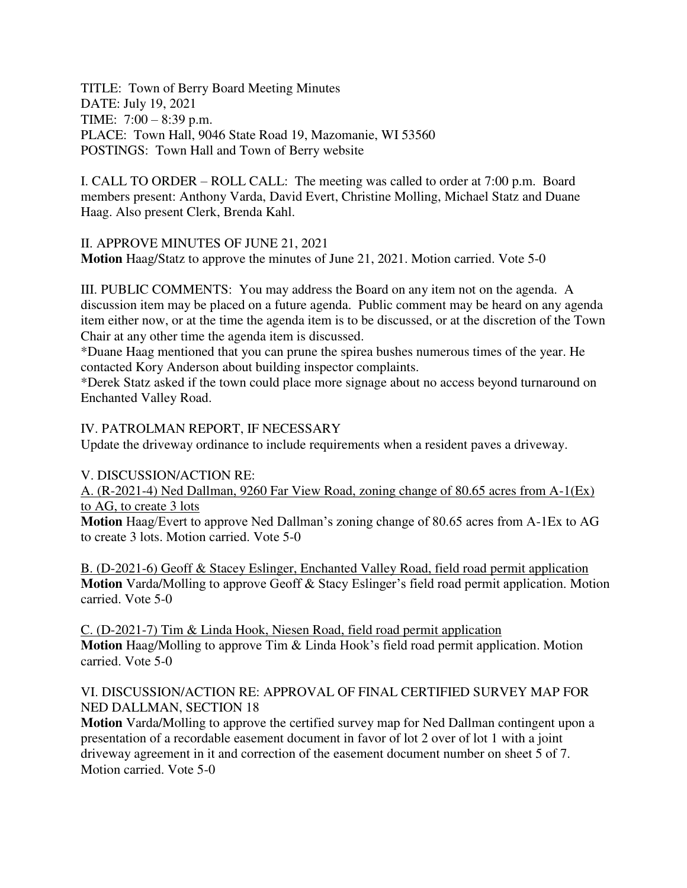TITLE: Town of Berry Board Meeting Minutes
DATE: July 19, 2021
TIME: 7:00 – 8:39 p.m.
PLACE: Town Hall, 9046 State Road 19, Mazomanie, WI 53560
POSTINGS: Town Hall and Town of Berry website

I. CALL TO ORDER – ROLL CALL: The meeting was called to order at 7:00 p.m. Board members present: Anthony Varda, David Evert, Christine Molling, Michael Statz and Duane Haag. Also present Clerk, Brenda Kahl.

II. APPROVE MINUTES OF JUNE 21, 2021
**Motion** Haag/Statz to approve the minutes of June 21, 2021. Motion carried. Vote 5-0

III. PUBLIC COMMENTS: You may address the Board on any item not on the agenda. A discussion item may be placed on a future agenda. Public comment may be heard on any agenda item either now, or at the time the agenda item is to be discussed, or at the discretion of the Town Chair at any other time the agenda item is discussed.
*Duane Haag mentioned that you can prune the spirea bushes numerous times of the year. He contacted Kory Anderson about building inspector complaints.
*Derek Statz asked if the town could place more signage about no access beyond turnaround on Enchanted Valley Road.

IV. PATROLMAN REPORT, IF NECESSARY
Update the driveway ordinance to include requirements when a resident paves a driveway.

V. DISCUSSION/ACTION RE:
<u>A. (R-2021-4) Ned Dallman, 9260 Far View Road, zoning change of 80.65 acres from A-1(Ex) to AG, to create 3 lots</u>
**Motion** Haag/Evert to approve Ned Dallman's zoning change of 80.65 acres from A-1Ex to AG to create 3 lots. Motion carried. Vote 5-0

<u>B. (D-2021-6) Geoff & Stacey Eslinger, Enchanted Valley Road, field road permit application</u>
**Motion** Varda/Molling to approve Geoff & Stacy Eslinger's field road permit application. Motion carried. Vote 5-0

<u>C. (D-2021-7) Tim & Linda Hook, Niesen Road, field road permit application</u>
**Motion** Haag/Molling to approve Tim & Linda Hook's field road permit application. Motion carried. Vote 5-0

VI. DISCUSSION/ACTION RE: APPROVAL OF FINAL CERTIFIED SURVEY MAP FOR NED DALLMAN, SECTION 18
**Motion** Varda/Molling to approve the certified survey map for Ned Dallman contingent upon a presentation of a recordable easement document in favor of lot 2 over of lot 1 with a joint driveway agreement in it and correction of the easement document number on sheet 5 of 7. Motion carried. Vote 5-0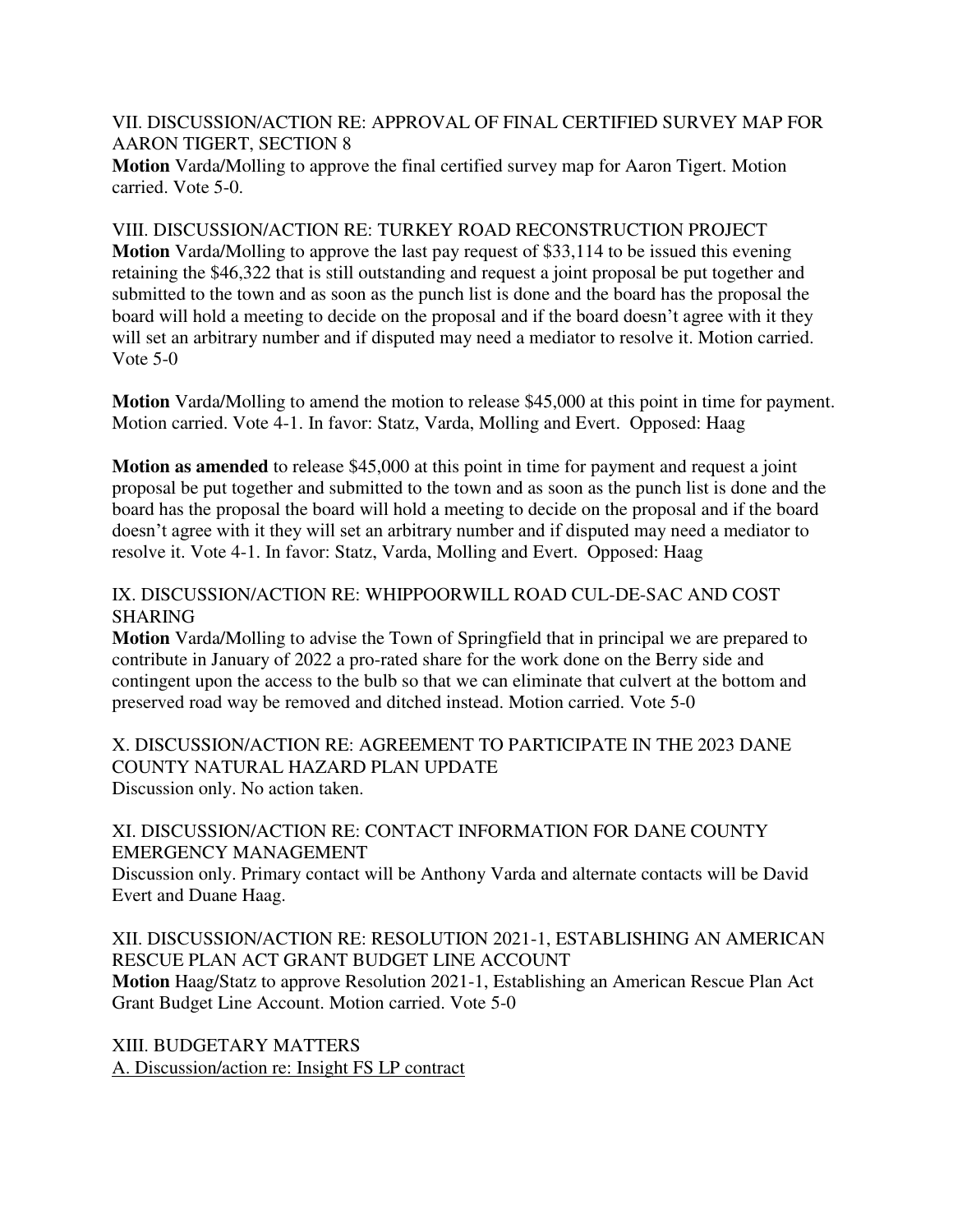VII. DISCUSSION/ACTION RE: APPROVAL OF FINAL CERTIFIED SURVEY MAP FOR AARON TIGERT, SECTION 8

**Motion** Varda/Molling to approve the final certified survey map for Aaron Tigert. Motion carried. Vote 5-0.

VIII. DISCUSSION/ACTION RE: TURKEY ROAD RECONSTRUCTION PROJECT

**Motion** Varda/Molling to approve the last pay request of $33,114 to be issued this evening retaining the $46,322 that is still outstanding and request a joint proposal be put together and submitted to the town and as soon as the punch list is done and the board has the proposal the board will hold a meeting to decide on the proposal and if the board doesn't agree with it they will set an arbitrary number and if disputed may need a mediator to resolve it. Motion carried. Vote 5-0

**Motion** Varda/Molling to amend the motion to release $45,000 at this point in time for payment. Motion carried. Vote 4-1. In favor: Statz, Varda, Molling and Evert. Opposed: Haag

**Motion as amended** to release $45,000 at this point in time for payment and request a joint proposal be put together and submitted to the town and as soon as the punch list is done and the board has the proposal the board will hold a meeting to decide on the proposal and if the board doesn't agree with it they will set an arbitrary number and if disputed may need a mediator to resolve it. Vote 4-1. In favor: Statz, Varda, Molling and Evert. Opposed: Haag

IX. DISCUSSION/ACTION RE: WHIPPOORWILL ROAD CUL-DE-SAC AND COST SHARING

**Motion** Varda/Molling to advise the Town of Springfield that in principal we are prepared to contribute in January of 2022 a pro-rated share for the work done on the Berry side and contingent upon the access to the bulb so that we can eliminate that culvert at the bottom and preserved road way be removed and ditched instead. Motion carried. Vote 5-0

X. DISCUSSION/ACTION RE: AGREEMENT TO PARTICIPATE IN THE 2023 DANE COUNTY NATURAL HAZARD PLAN UPDATE

Discussion only. No action taken.

XI. DISCUSSION/ACTION RE: CONTACT INFORMATION FOR DANE COUNTY EMERGENCY MANAGEMENT

Discussion only. Primary contact will be Anthony Varda and alternate contacts will be David Evert and Duane Haag.

XII. DISCUSSION/ACTION RE: RESOLUTION 2021-1, ESTABLISHING AN AMERICAN RESCUE PLAN ACT GRANT BUDGET LINE ACCOUNT

**Motion** Haag/Statz to approve Resolution 2021-1, Establishing an American Rescue Plan Act Grant Budget Line Account. Motion carried. Vote 5-0

XIII. BUDGETARY MATTERS

A. Discussion/action re: Insight FS LP contract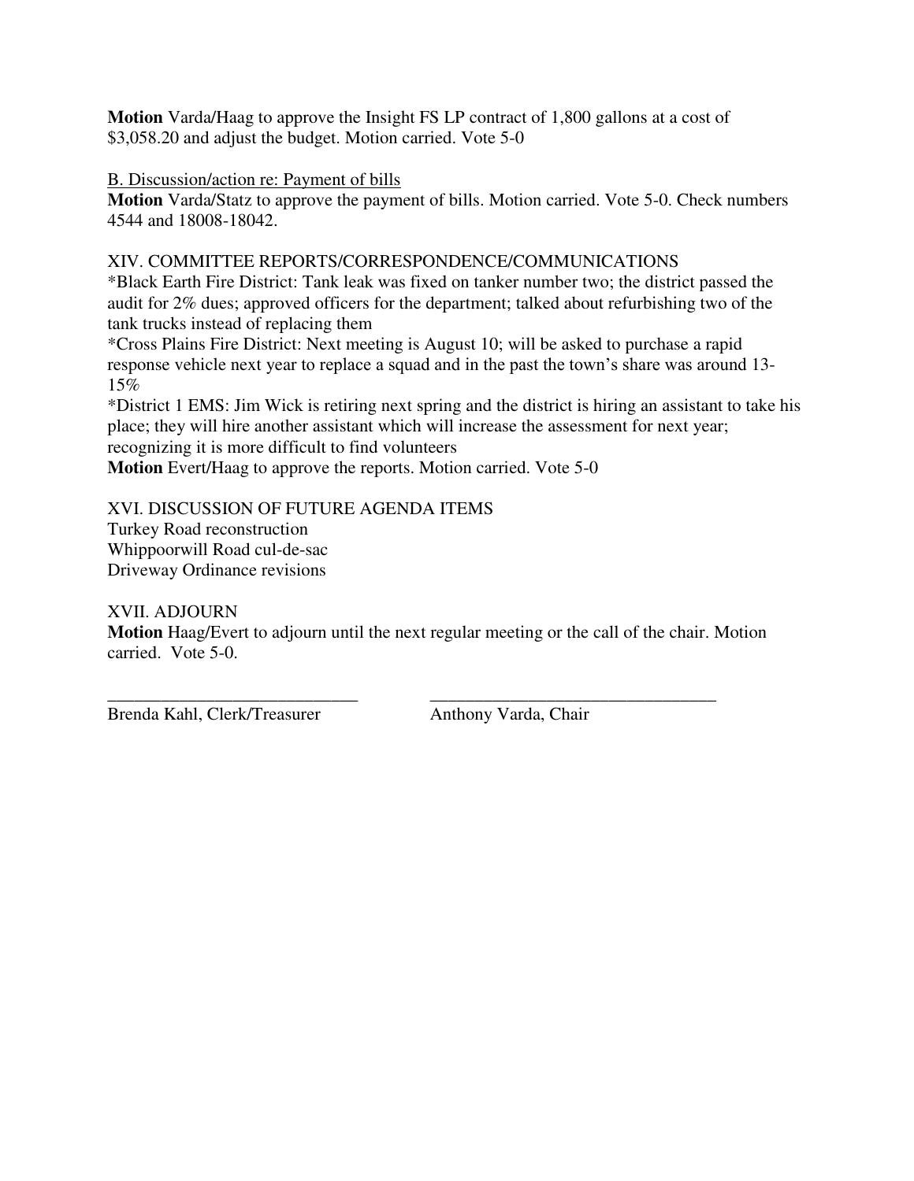**Motion** Varda/Haag to approve the Insight FS LP contract of 1,800 gallons at a cost of $3,058.20 and adjust the budget. Motion carried. Vote 5-0

B. Discussion/action re: Payment of bills

**Motion** Varda/Statz to approve the payment of bills. Motion carried. Vote 5-0. Check numbers 4544 and 18008-18042.

XIV. COMMITTEE REPORTS/CORRESPONDENCE/COMMUNICATIONS

*Black Earth Fire District: Tank leak was fixed on tanker number two; the district passed the audit for 2% dues; approved officers for the department; talked about refurbishing two of the tank trucks instead of replacing them

*Cross Plains Fire District: Next meeting is August 10; will be asked to purchase a rapid response vehicle next year to replace a squad and in the past the town's share was around 13-15%

*District 1 EMS: Jim Wick is retiring next spring and the district is hiring an assistant to take his place; they will hire another assistant which will increase the assessment for next year; recognizing it is more difficult to find volunteers

**Motion** Evert/Haag to approve the reports. Motion carried. Vote 5-0

XVI. DISCUSSION OF FUTURE AGENDA ITEMS

Turkey Road reconstruction

Whippoorwill Road cul-de-sac

Driveway Ordinance revisions

XVII. ADJOURN

**Motion** Haag/Evert to adjourn until the next regular meeting or the call of the chair. Motion carried. Vote 5-0.

____________________________ ________________________________

Brenda Kahl, Clerk/Treasurer Anthony Varda, Chair